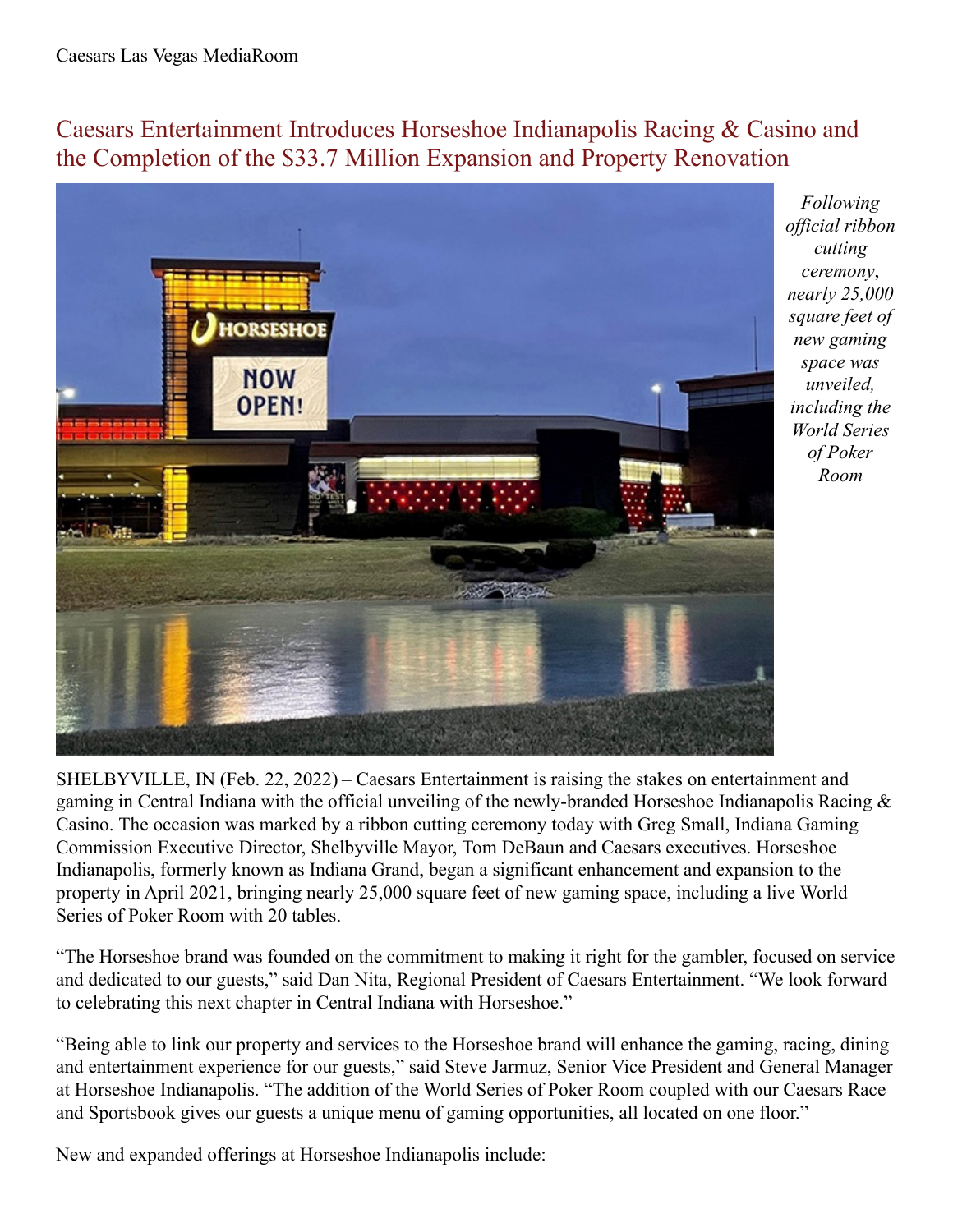Caesars Las Vegas MediaRoom

# Caesars Entertainment Introduces Horseshoe Indianapolis Racing & Casino and the Completion of the $33.7 Million Expansion and Property Renovation

*Following official ribbon cutting ceremony, nearly 25,000 square feet of new gaming space was unveiled, including the World Series of Poker Room*

SHELBYVILLE, IN (Feb. 22, 2022) – Caesars Entertainment is raising the stakes on entertainment and gaming in Central Indiana with the official unveiling of the newly-branded Horseshoe Indianapolis Racing & Casino. The occasion was marked by a ribbon cutting ceremony today with Greg Small, Indiana Gaming Commission Executive Director, Shelbyville Mayor, Tom DeBaun and Caesars executives. Horseshoe Indianapolis, formerly known as Indiana Grand, began a significant enhancement and expansion to the property in April 2021, bringing nearly 25,000 square feet of new gaming space, including a live World Series of Poker Room with 20 tables.

"The Horseshoe brand was founded on the commitment to making it right for the gambler, focused on service and dedicated to our guests," said Dan Nita, Regional President of Caesars Entertainment. "We look forward to celebrating this next chapter in Central Indiana with Horseshoe."

"Being able to link our property and services to the Horseshoe brand will enhance the gaming, racing, dining and entertainment experience for our guests," said Steve Jarmuz, Senior Vice President and General Manager at Horseshoe Indianapolis. "The addition of the World Series of Poker Room coupled with our Caesars Race and Sportsbook gives our guests a unique menu of gaming opportunities, all located on one floor."

New and expanded offerings at Horseshoe Indianapolis include: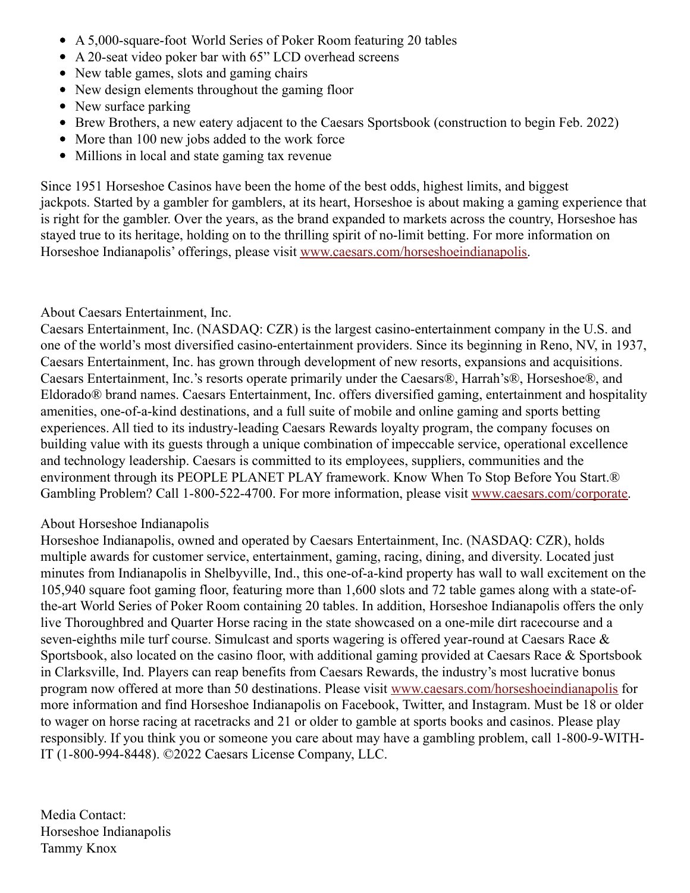- A 5,000-square-foot World Series of Poker Room featuring 20 tables
- A 20-seat video poker bar with 65" LCD overhead screens
- New table games, slots and gaming chairs
- New design elements throughout the gaming floor
- New surface parking
- Brew Brothers, a new eatery adjacent to the Caesars Sportsbook (construction to begin Feb. 2022)
- More than 100 new jobs added to the work force
- Millions in local and state gaming tax revenue

Since 1951 Horseshoe Casinos have been the home of the best odds, highest limits, and biggest jackpots. Started by a gambler for gamblers, at its heart, Horseshoe is about making a gaming experience that is right for the gambler. Over the years, as the brand expanded to markets across the country, Horseshoe has stayed true to its heritage, holding on to the thrilling spirit of no-limit betting. For more information on Horseshoe Indianapolis' offerings, please visit [www.caesars.com/horseshoeindianapolis](http://www.caesars.com/horseshoeindianapolis).

About Caesars Entertainment, Inc.
Caesars Entertainment, Inc. (NASDAQ: CZR) is the largest casino-entertainment company in the U.S. and one of the world's most diversified casino-entertainment providers. Since its beginning in Reno, NV, in 1937, Caesars Entertainment, Inc. has grown through development of new resorts, expansions and acquisitions. Caesars Entertainment, Inc.'s resorts operate primarily under the Caesars®, Harrah's®, Horseshoe®, and Eldorado® brand names. Caesars Entertainment, Inc. offers diversified gaming, entertainment and hospitality amenities, one-of-a-kind destinations, and a full suite of mobile and online gaming and sports betting experiences. All tied to its industry-leading Caesars Rewards loyalty program, the company focuses on building value with its guests through a unique combination of impeccable service, operational excellence and technology leadership. Caesars is committed to its employees, suppliers, communities and the environment through its PEOPLE PLANET PLAY framework. Know When To Stop Before You Start.® Gambling Problem? Call 1-800-522-4700. For more information, please visit [www.caesars.com/corporate](http://www.caesars.com/corporate).

About Horseshoe Indianapolis
Horseshoe Indianapolis, owned and operated by Caesars Entertainment, Inc. (NASDAQ: CZR), holds multiple awards for customer service, entertainment, gaming, racing, dining, and diversity. Located just minutes from Indianapolis in Shelbyville, Ind., this one-of-a-kind property has wall to wall excitement on the 105,940 square foot gaming floor, featuring more than 1,600 slots and 72 table games along with a state-of-the-art World Series of Poker Room containing 20 tables. In addition, Horseshoe Indianapolis offers the only live Thoroughbred and Quarter Horse racing in the state showcased on a one-mile dirt racecourse and a seven-eighths mile turf course. Simulcast and sports wagering is offered year-round at Caesars Race & Sportsbook, also located on the casino floor, with additional gaming provided at Caesars Race & Sportsbook in Clarksville, Ind. Players can reap benefits from Caesars Rewards, the industry's most lucrative bonus program now offered at more than 50 destinations. Please visit [www.caesars.com/horseshoeindianapolis](http://www.caesars.com/horseshoeindianapolis) for more information and find Horseshoe Indianapolis on Facebook, Twitter, and Instagram. Must be 18 or older to wager on horse racing at racetracks and 21 or older to gamble at sports books and casinos. Please play responsibly. If you think you or someone you care about may have a gambling problem, call 1-800-9-WITH-IT (1-800-994-8448). ©2022 Caesars License Company, LLC.

Media Contact:
Horseshoe Indianapolis
Tammy Knox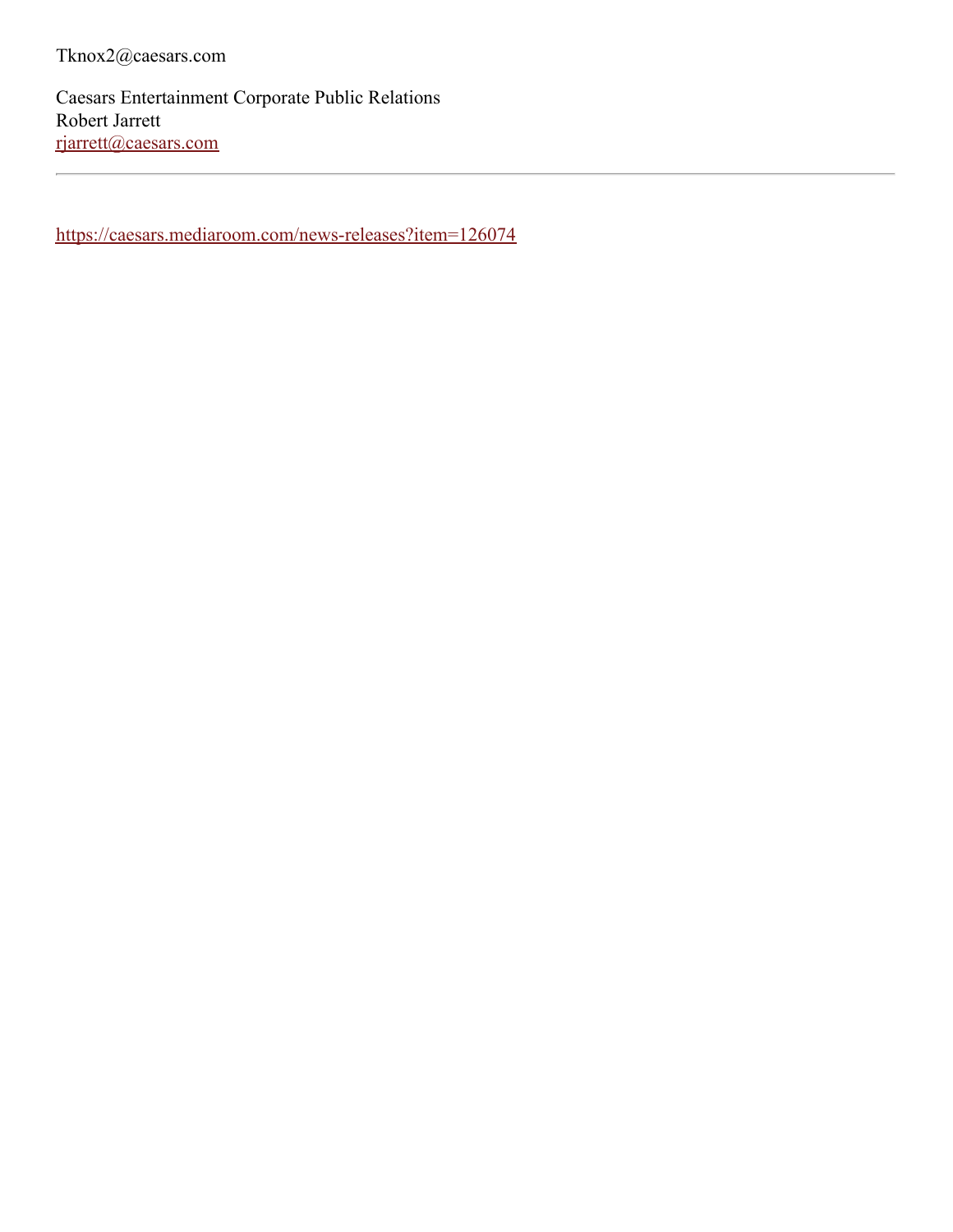Tknox2@caesars.com

Caesars Entertainment Corporate Public Relations
Robert Jarrett
rjarrett@caesars.com

---

https://caesars.mediaroom.com/news-releases?item=126074